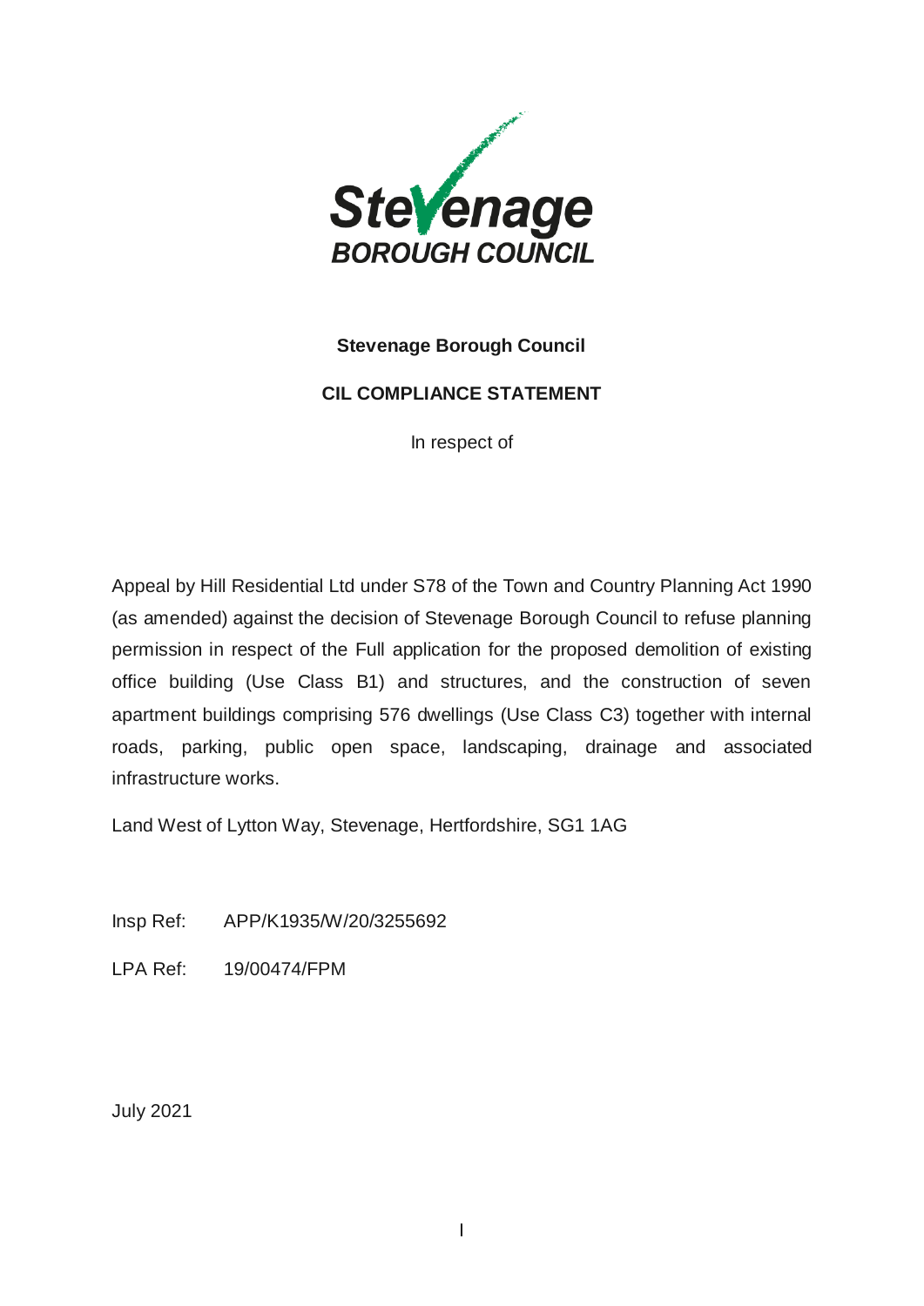Stevenage BOROUGH COUNCIL

**Stevenage Borough Council**

**CIL COMPLIANCE STATEMENT**

In respect of

Appeal by Hill Residential Ltd under S78 of the Town and Country Planning Act 1990 (as amended) against the decision of Stevenage Borough Council to refuse planning permission in respect of the Full application for the proposed demolition of existing office building (Use Class B1) and structures, and the construction of seven apartment buildings comprising 576 dwellings (Use Class C3) together with internal roads, parking, public open space, landscaping, drainage and associated infrastructure works.

Land West of Lytton Way, Stevenage, Hertfordshire, SG1 1AG

Insp Ref: APP/K1935/W/20/3255692

LPA Ref: 19/00474/FPM

July 2021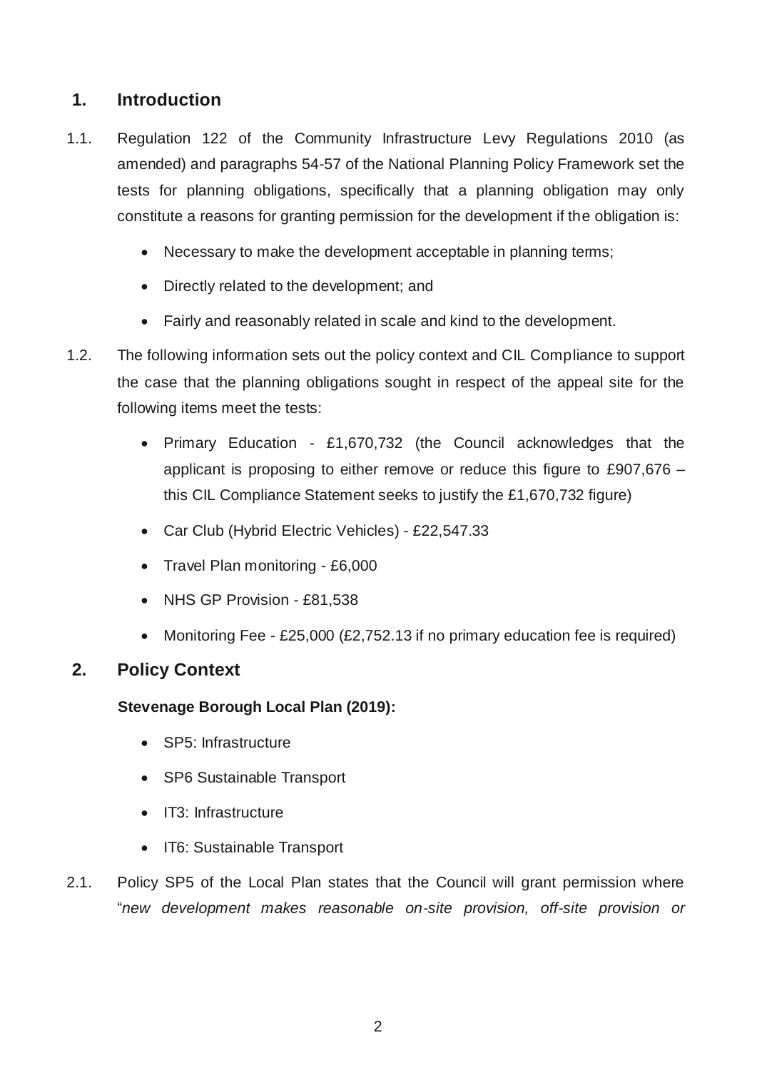## 1. Introduction

1.1. Regulation 122 of the Community Infrastructure Levy Regulations 2010 (as amended) and paragraphs 54-57 of the National Planning Policy Framework set the tests for planning obligations, specifically that a planning obligation may only constitute a reasons for granting permission for the development if the obligation is:

- Necessary to make the development acceptable in planning terms;
- Directly related to the development; and
- Fairly and reasonably related in scale and kind to the development.

1.2. The following information sets out the policy context and CIL Compliance to support the case that the planning obligations sought in respect of the appeal site for the following items meet the tests:

- Primary Education - £1,670,732 (the Council acknowledges that the applicant is proposing to either remove or reduce this figure to £907,676 – this CIL Compliance Statement seeks to justify the £1,670,732 figure)
- Car Club (Hybrid Electric Vehicles) - £22,547.33
- Travel Plan monitoring - £6,000
- NHS GP Provision - £81,538
- Monitoring Fee - £25,000 (£2,752.13 if no primary education fee is required)

## 2. Policy Context

**Stevenage Borough Local Plan (2019):**

- SP5: Infrastructure
- SP6 Sustainable Transport
- IT3: Infrastructure
- IT6: Sustainable Transport

2.1. Policy SP5 of the Local Plan states that the Council will grant permission where "*new development makes reasonable on-site provision, off-site provision or*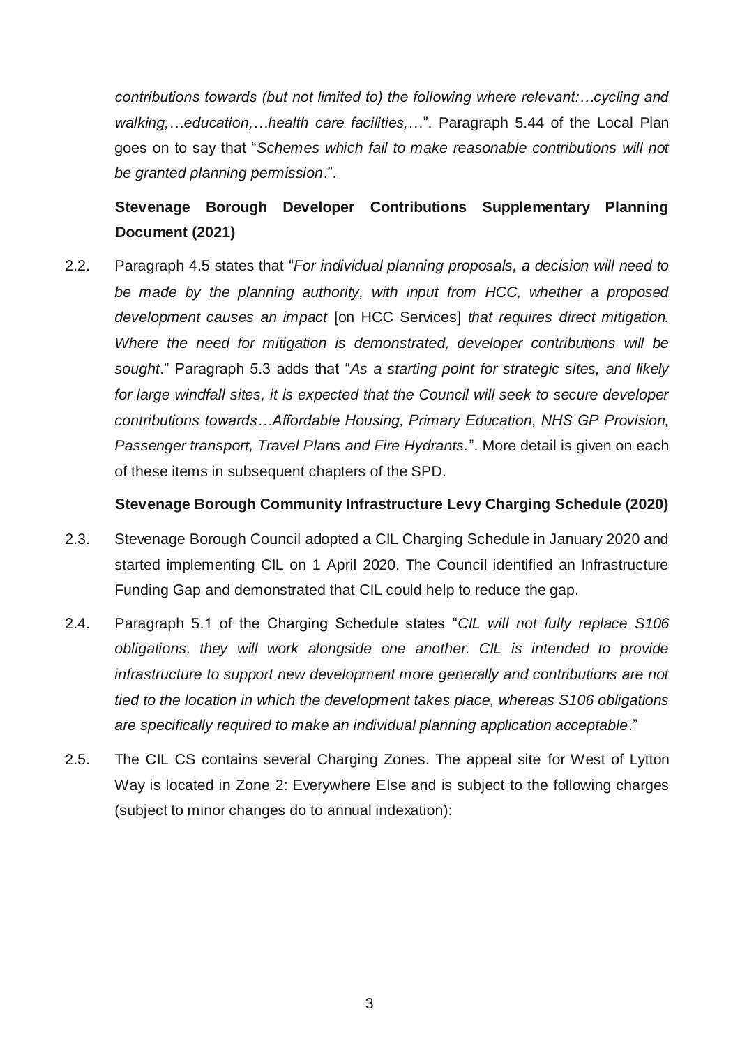*contributions towards (but not limited to) the following where relevant:…cycling and walking,…education,…health care facilities,…*". Paragraph 5.44 of the Local Plan goes on to say that "*Schemes which fail to make reasonable contributions will not be granted planning permission*.".

**Stevenage Borough Developer Contributions Supplementary Planning Document (2021)**

2.2. Paragraph 4.5 states that "*For individual planning proposals, a decision will need to be made by the planning authority, with input from HCC, whether a proposed development causes an impact* [on HCC Services] *that requires direct mitigation. Where the need for mitigation is demonstrated, developer contributions will be sought*." Paragraph 5.3 adds that "*As a starting point for strategic sites, and likely for large windfall sites, it is expected that the Council will seek to secure developer contributions towards…Affordable Housing, Primary Education, NHS GP Provision, Passenger transport, Travel Plans and Fire Hydrants.*". More detail is given on each of these items in subsequent chapters of the SPD.

**Stevenage Borough Community Infrastructure Levy Charging Schedule (2020)**

2.3. Stevenage Borough Council adopted a CIL Charging Schedule in January 2020 and started implementing CIL on 1 April 2020. The Council identified an Infrastructure Funding Gap and demonstrated that CIL could help to reduce the gap.

2.4. Paragraph 5.1 of the Charging Schedule states "*CIL will not fully replace S106 obligations, they will work alongside one another. CIL is intended to provide infrastructure to support new development more generally and contributions are not tied to the location in which the development takes place, whereas S106 obligations are specifically required to make an individual planning application acceptable*."

2.5. The CIL CS contains several Charging Zones. The appeal site for West of Lytton Way is located in Zone 2: Everywhere Else and is subject to the following charges (subject to minor changes do to annual indexation):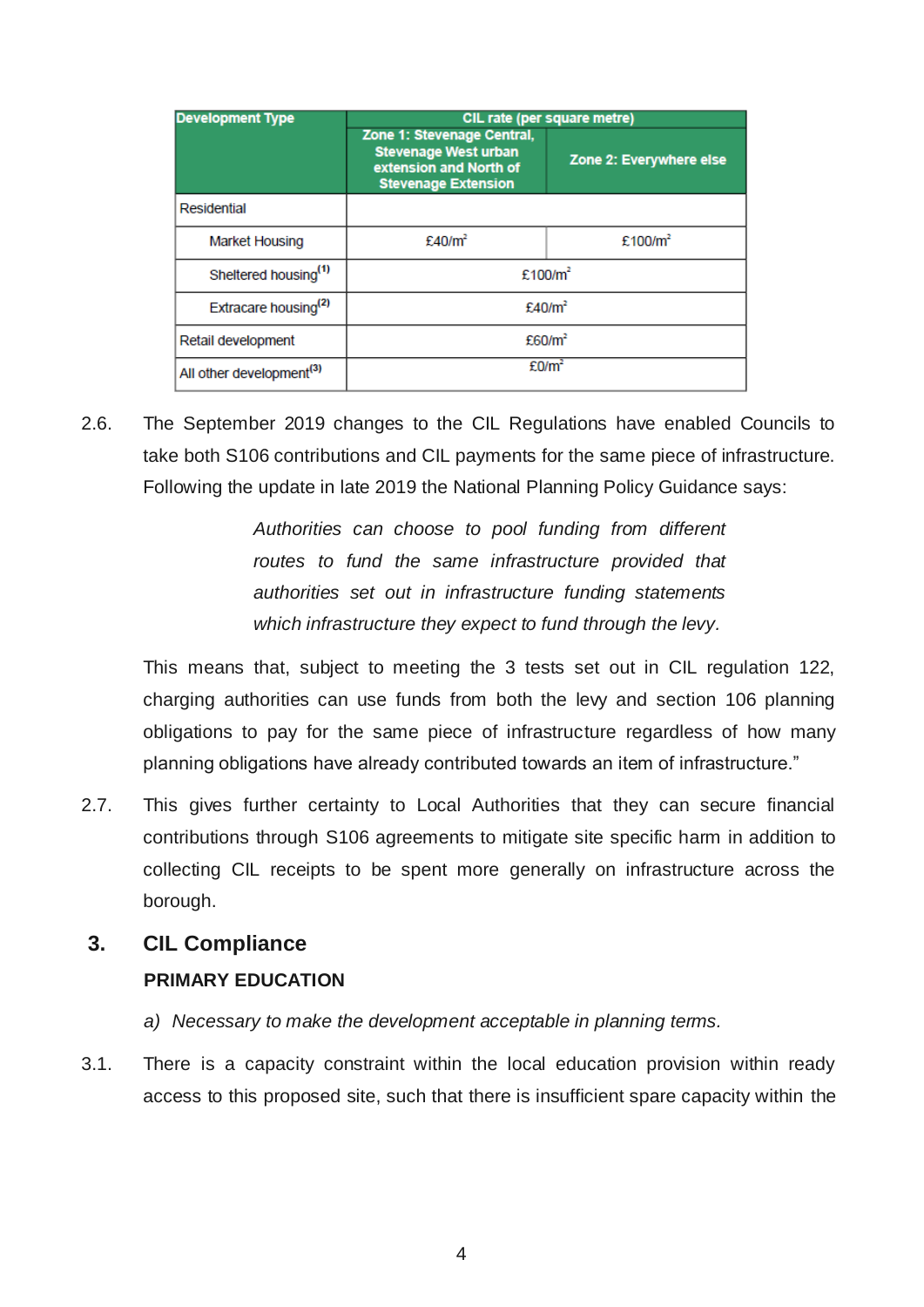| Development Type | CIL rate (per square metre) | |
|---|---|---|
| | Zone 1: Stevenage Central, Stevenage West urban extension and North of Stevenage Extension | Zone 2: Everywhere else |
| Residential | | |
| Market Housing | £40/m² | £100/m² |
| Sheltered housing[(1)] | £100/m² | |
| Extracare housing[(2)] | £40/m² | |
| Retail development | £60/m² | |
| All other development[(3)] | £0/m² | |

2.6. The September 2019 changes to the CIL Regulations have enabled Councils to take both S106 contributions and CIL payments for the same piece of infrastructure. Following the update in late 2019 the National Planning Policy Guidance says:

> *Authorities can choose to pool funding from different routes to fund the same infrastructure provided that authorities set out in infrastructure funding statements which infrastructure they expect to fund through the levy.*

This means that, subject to meeting the 3 tests set out in CIL regulation 122, charging authorities can use funds from both the levy and section 106 planning obligations to pay for the same piece of infrastructure regardless of how many planning obligations have already contributed towards an item of infrastructure."

2.7. This gives further certainty to Local Authorities that they can secure financial contributions through S106 agreements to mitigate site specific harm in addition to collecting CIL receipts to be spent more generally on infrastructure across the borough.

## 3. CIL Compliance

**PRIMARY EDUCATION**

*a) Necessary to make the development acceptable in planning terms.*

3.1. There is a capacity constraint within the local education provision within ready access to this proposed site, such that there is insufficient spare capacity within the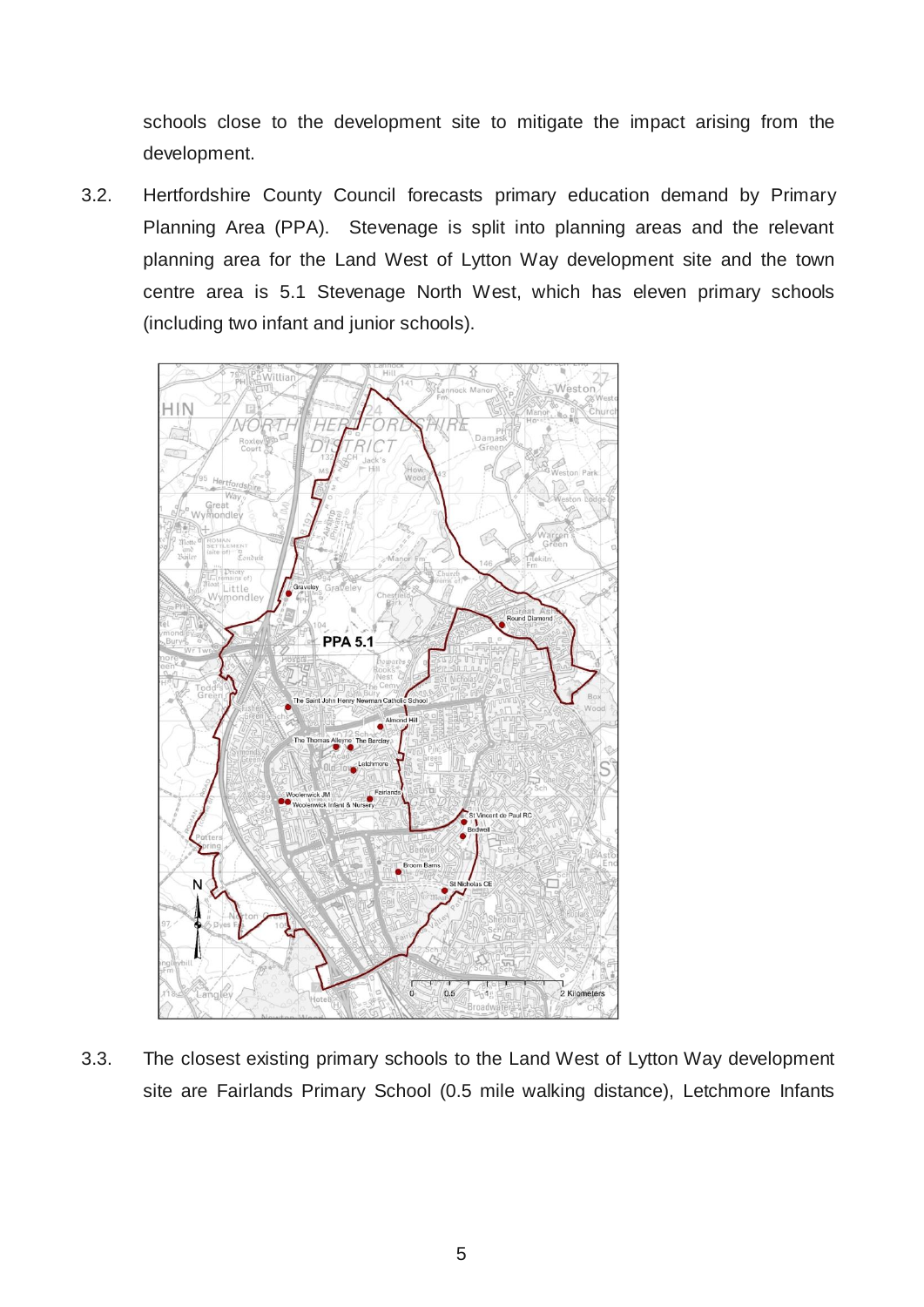schools close to the development site to mitigate the impact arising from the development.

3.2. Hertfordshire County Council forecasts primary education demand by Primary Planning Area (PPA). Stevenage is split into planning areas and the relevant planning area for the Land West of Lytton Way development site and the town centre area is 5.1 Stevenage North West, which has eleven primary schools (including two infant and junior schools).

3.3. The closest existing primary schools to the Land West of Lytton Way development site are Fairlands Primary School (0.5 mile walking distance), Letchmore Infants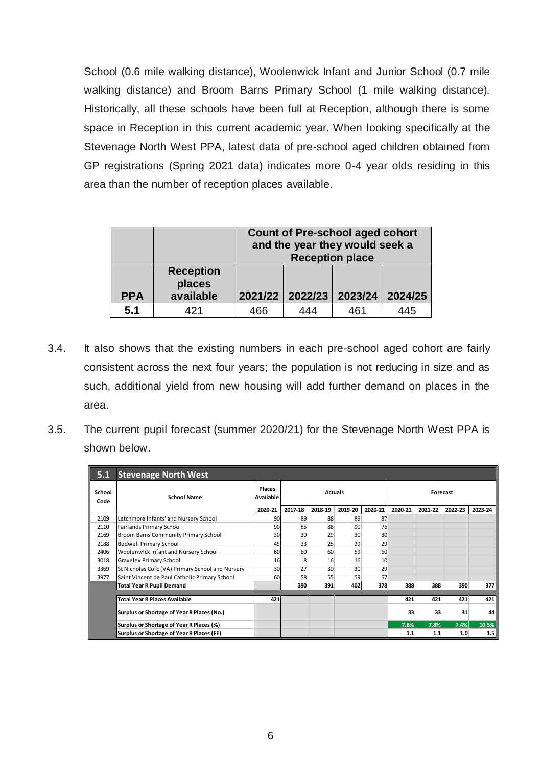School (0.6 mile walking distance), Woolenwick Infant and Junior School (0.7 mile walking distance) and Broom Barns Primary School (1 mile walking distance). Historically, all these schools have been full at Reception, although there is some space in Reception in this current academic year. When looking specifically at the Stevenage North West PPA, latest data of pre-school aged children obtained from GP registrations (Spring 2021 data) indicates more 0-4 year olds residing in this area than the number of reception places available.

| | | Count of Pre-school aged cohort and the year they would seek a Reception place | | | |
|---|---|---|---|---|---|
| **PPA** | **Reception places available** | **2021/22** | **2022/23** | **2023/24** | **2024/25** |
| **5.1** | 421 | 466 | 444 | 461 | 445 |

3.4. It also shows that the existing numbers in each pre-school aged cohort are fairly consistent across the next four years; the population is not reducing in size and as such, additional yield from new housing will add further demand on places in the area.

3.5. The current pupil forecast (summer 2020/21) for the Stevenage North West PPA is shown below.

| **5.1** | **Stevenage North West** | | | | | | | | | |
|---|---|---|---|---|---|---|---|---|---|---|
| **School Code** | **School Name** | **Places Available** | **Actuals** | | | | **Forecast** | | | |
| | | **2020-21** | **2017-18** | **2018-19** | **2019-20** | **2020-21** | **2020-21** | **2021-22** | **2022-23** | **2023-24** |
| 2109 | Letchmore Infants' and Nursery School | 90 | 89 | 88 | 89 | 87 | | | | |
| 2110 | Fairlands Primary School | 90 | 85 | 88 | 90 | 76 | | | | |
| 2169 | Broom Barns Community Primary School | 30 | 30 | 29 | 30 | 30 | | | | |
| 2188 | Bedwell Primary School | 45 | 33 | 25 | 29 | 29 | | | | |
| 2406 | Woolenwick Infant and Nursery School | 60 | 60 | 60 | 59 | 60 | | | | |
| 3018 | Graveley Primary School | 16 | 8 | 16 | 16 | 10 | | | | |
| 3369 | St Nicholas CofE (VA) Primary School and Nursery | 30 | 27 | 30 | 30 | 29 | | | | |
| 3977 | Saint Vincent de Paul Catholic Primary School | 60 | 58 | 55 | 59 | 57 | | | | |
| | **Total Year R Pupil Demand** | | **390** | **391** | **402** | **378** | **388** | **388** | **390** | **377** |
| | **Total Year R Places Available** | **421** | | | | | **421** | **421** | **421** | **421** |
| | **Surplus or Shortage of Year R Places (No.)** | | | | | | **33** | **33** | **31** | **44** |
| | **Surplus or Shortage of Year R Places (%)** | | | | | | **7.8%** | **7.8%** | **7.4%** | **10.5%** |
| | **Surplus or Shortage of Year R Places (FE)** | | | | | | **1.1** | **1.1** | **1.0** | **1.5** |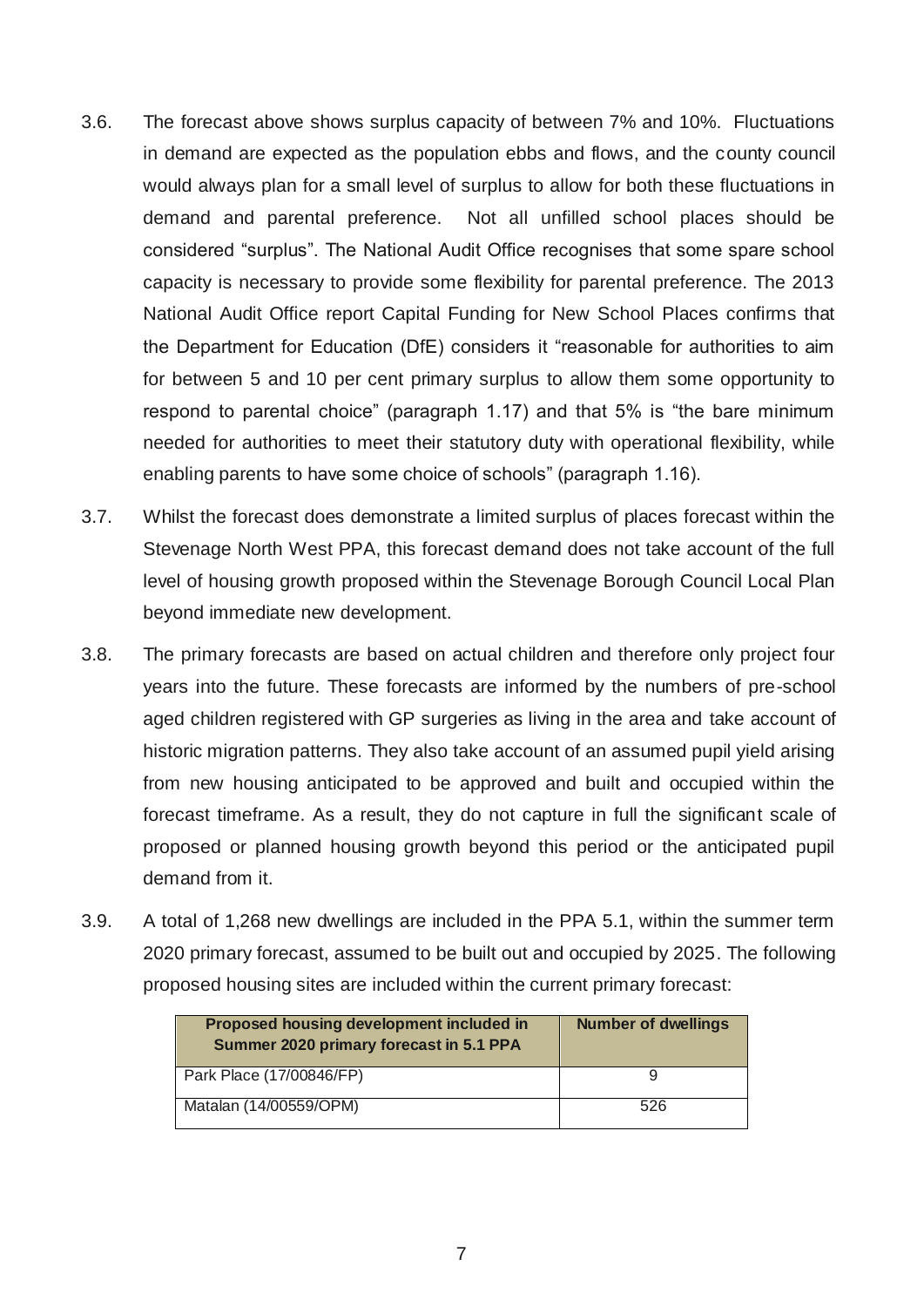3.6. The forecast above shows surplus capacity of between 7% and 10%. Fluctuations in demand are expected as the population ebbs and flows, and the county council would always plan for a small level of surplus to allow for both these fluctuations in demand and parental preference. Not all unfilled school places should be considered "surplus". The National Audit Office recognises that some spare school capacity is necessary to provide some flexibility for parental preference. The 2013 National Audit Office report Capital Funding for New School Places confirms that the Department for Education (DfE) considers it "reasonable for authorities to aim for between 5 and 10 per cent primary surplus to allow them some opportunity to respond to parental choice" (paragraph 1.17) and that 5% is "the bare minimum needed for authorities to meet their statutory duty with operational flexibility, while enabling parents to have some choice of schools" (paragraph 1.16).

3.7. Whilst the forecast does demonstrate a limited surplus of places forecast within the Stevenage North West PPA, this forecast demand does not take account of the full level of housing growth proposed within the Stevenage Borough Council Local Plan beyond immediate new development.

3.8. The primary forecasts are based on actual children and therefore only project four years into the future. These forecasts are informed by the numbers of pre-school aged children registered with GP surgeries as living in the area and take account of historic migration patterns. They also take account of an assumed pupil yield arising from new housing anticipated to be approved and built and occupied within the forecast timeframe. As a result, they do not capture in full the significant scale of proposed or planned housing growth beyond this period or the anticipated pupil demand from it.

3.9. A total of 1,268 new dwellings are included in the PPA 5.1, within the summer term 2020 primary forecast, assumed to be built out and occupied by 2025. The following proposed housing sites are included within the current primary forecast:

| Proposed housing development included in Summer 2020 primary forecast in 5.1 PPA | Number of dwellings |
|---|---|
| Park Place (17/00846/FP) | 9 |
| Matalan (14/00559/OPM) | 526 |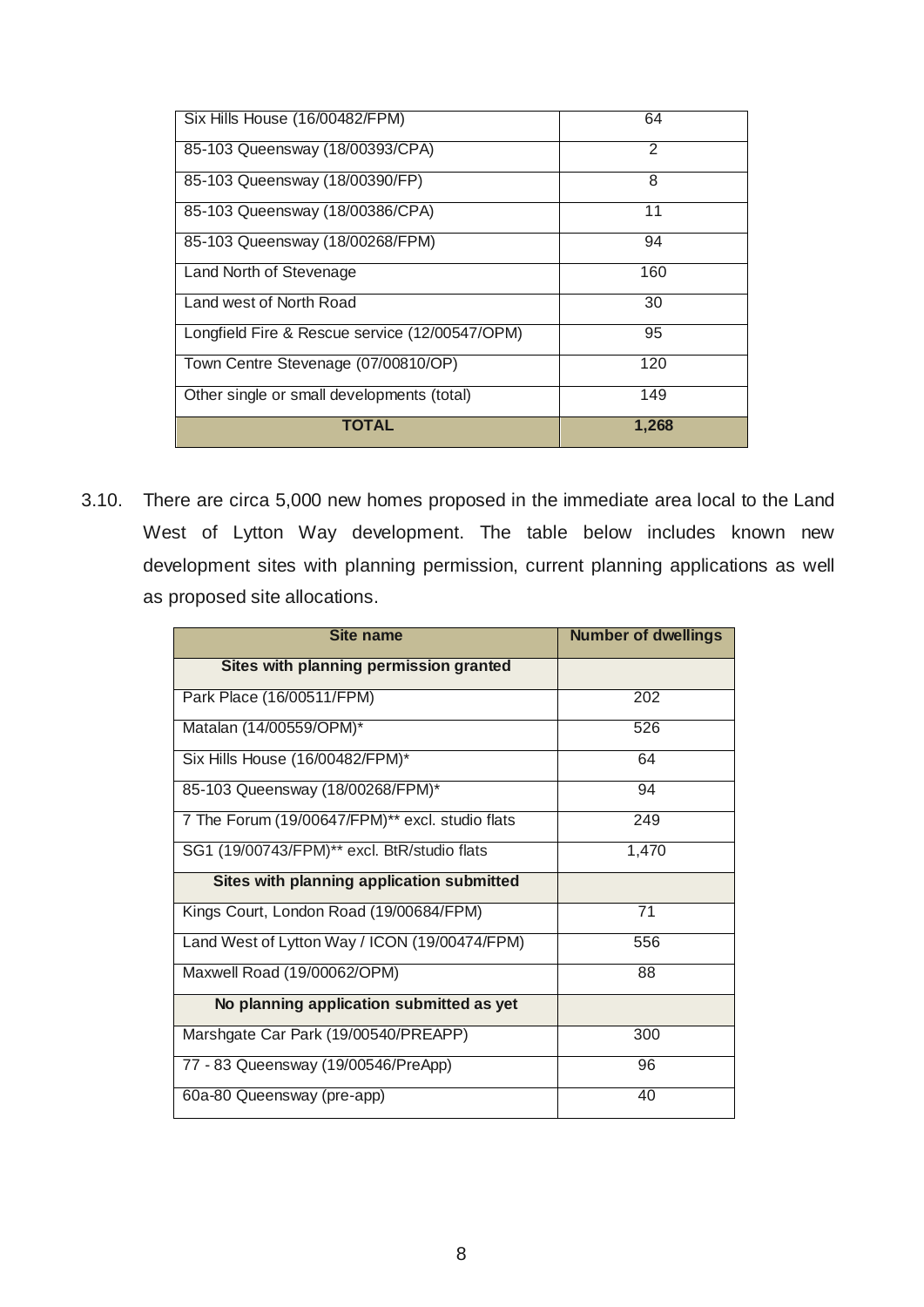| | |
|---|---|
| Six Hills House (16/00482/FPM) | 64 |
| 85-103 Queensway (18/00393/CPA) | 2 |
| 85-103 Queensway (18/00390/FP) | 8 |
| 85-103 Queensway (18/00386/CPA) | 11 |
| 85-103 Queensway (18/00268/FPM) | 94 |
| Land North of Stevenage | 160 |
| Land west of North Road | 30 |
| Longfield Fire & Rescue service (12/00547/OPM) | 95 |
| Town Centre Stevenage (07/00810/OP) | 120 |
| Other single or small developments (total) | 149 |
| **TOTAL** | **1,268** |

3.10. There are circa 5,000 new homes proposed in the immediate area local to the Land West of Lytton Way development. The table below includes known new development sites with planning permission, current planning applications as well as proposed site allocations.

| Site name | Number of dwellings |
|---|---|
| **Sites with planning permission granted** | |
| Park Place (16/00511/FPM) | 202 |
| Matalan (14/00559/OPM)* | 526 |
| Six Hills House (16/00482/FPM)* | 64 |
| 85-103 Queensway (18/00268/FPM)* | 94 |
| 7 The Forum (19/00647/FPM)** excl. studio flats | 249 |
| SG1 (19/00743/FPM)** excl. BtR/studio flats | 1,470 |
| **Sites with planning application submitted** | |
| Kings Court, London Road (19/00684/FPM) | 71 |
| Land West of Lytton Way / ICON (19/00474/FPM) | 556 |
| Maxwell Road (19/00062/OPM) | 88 |
| **No planning application submitted as yet** | |
| Marshgate Car Park (19/00540/PREAPP) | 300 |
| 77 - 83 Queensway (19/00546/PreApp) | 96 |
| 60a-80 Queensway (pre-app) | 40 |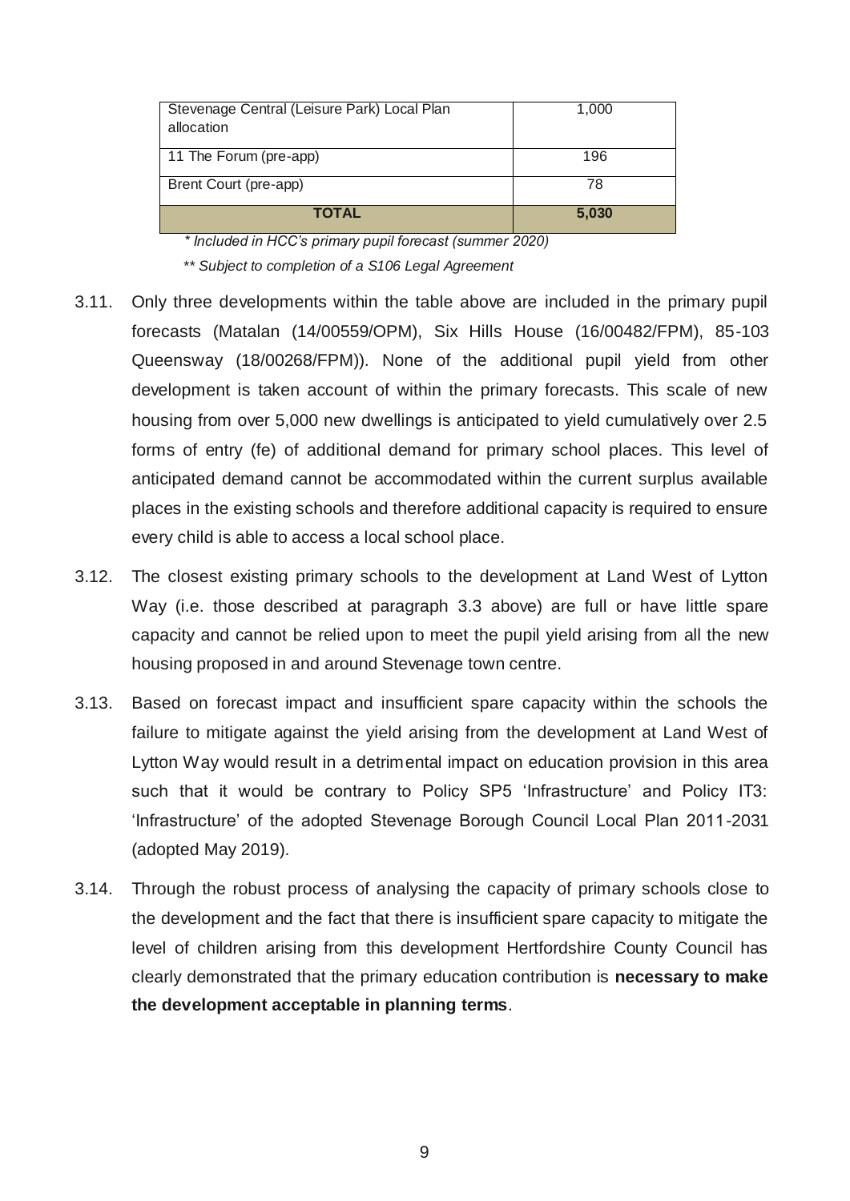| Stevenage Central (Leisure Park) Local Plan allocation | 1,000 |
|---|---|
| 11 The Forum (pre-app) | 196 |
| Brent Court (pre-app) | 78 |
| **TOTAL** | **5,030** |

*\* Included in HCC's primary pupil forecast (summer 2020)*

*\*\* Subject to completion of a S106 Legal Agreement*

3.11. Only three developments within the table above are included in the primary pupil forecasts (Matalan (14/00559/OPM), Six Hills House (16/00482/FPM), 85-103 Queensway (18/00268/FPM)). None of the additional pupil yield from other development is taken account of within the primary forecasts. This scale of new housing from over 5,000 new dwellings is anticipated to yield cumulatively over 2.5 forms of entry (fe) of additional demand for primary school places. This level of anticipated demand cannot be accommodated within the current surplus available places in the existing schools and therefore additional capacity is required to ensure every child is able to access a local school place.

3.12. The closest existing primary schools to the development at Land West of Lytton Way (i.e. those described at paragraph 3.3 above) are full or have little spare capacity and cannot be relied upon to meet the pupil yield arising from all the new housing proposed in and around Stevenage town centre.

3.13. Based on forecast impact and insufficient spare capacity within the schools the failure to mitigate against the yield arising from the development at Land West of Lytton Way would result in a detrimental impact on education provision in this area such that it would be contrary to Policy SP5 'Infrastructure' and Policy IT3: 'Infrastructure' of the adopted Stevenage Borough Council Local Plan 2011-2031 (adopted May 2019).

3.14. Through the robust process of analysing the capacity of primary schools close to the development and the fact that there is insufficient spare capacity to mitigate the level of children arising from this development Hertfordshire County Council has clearly demonstrated that the primary education contribution is **necessary to make the development acceptable in planning terms**.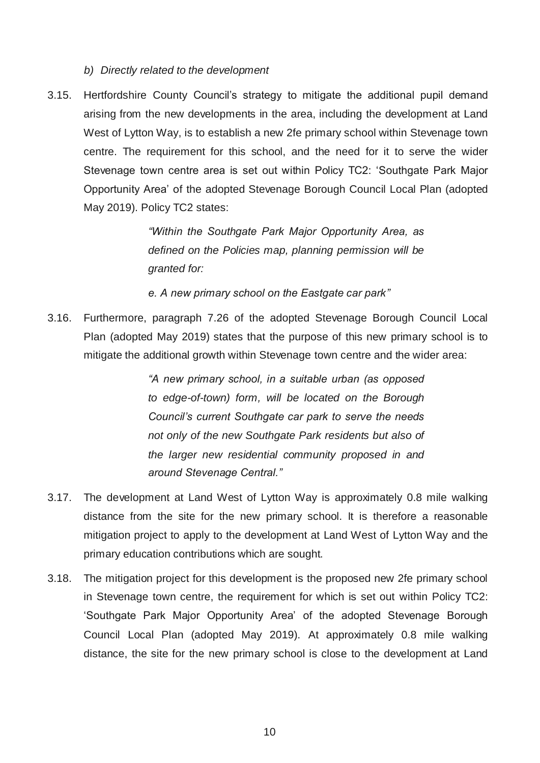*b) Directly related to the development*

3.15. Hertfordshire County Council's strategy to mitigate the additional pupil demand arising from the new developments in the area, including the development at Land West of Lytton Way, is to establish a new 2fe primary school within Stevenage town centre. The requirement for this school, and the need for it to serve the wider Stevenage town centre area is set out within Policy TC2: 'Southgate Park Major Opportunity Area' of the adopted Stevenage Borough Council Local Plan (adopted May 2019). Policy TC2 states:

> *"Within the Southgate Park Major Opportunity Area, as defined on the Policies map, planning permission will be granted for:*
>
> *e. A new primary school on the Eastgate car park"*

3.16. Furthermore, paragraph 7.26 of the adopted Stevenage Borough Council Local Plan (adopted May 2019) states that the purpose of this new primary school is to mitigate the additional growth within Stevenage town centre and the wider area:

> *"A new primary school, in a suitable urban (as opposed to edge-of-town) form, will be located on the Borough Council's current Southgate car park to serve the needs not only of the new Southgate Park residents but also of the larger new residential community proposed in and around Stevenage Central."*

3.17. The development at Land West of Lytton Way is approximately 0.8 mile walking distance from the site for the new primary school. It is therefore a reasonable mitigation project to apply to the development at Land West of Lytton Way and the primary education contributions which are sought.

3.18. The mitigation project for this development is the proposed new 2fe primary school in Stevenage town centre, the requirement for which is set out within Policy TC2: 'Southgate Park Major Opportunity Area' of the adopted Stevenage Borough Council Local Plan (adopted May 2019). At approximately 0.8 mile walking distance, the site for the new primary school is close to the development at Land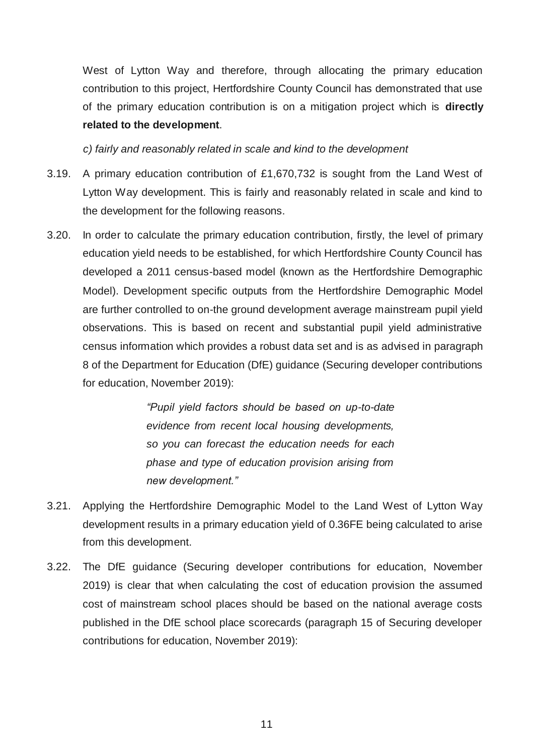West of Lytton Way and therefore, through allocating the primary education contribution to this project, Hertfordshire County Council has demonstrated that use of the primary education contribution is on a mitigation project which is **directly related to the development**.

*c) fairly and reasonably related in scale and kind to the development*

3.19. A primary education contribution of £1,670,732 is sought from the Land West of Lytton Way development. This is fairly and reasonably related in scale and kind to the development for the following reasons.

3.20. In order to calculate the primary education contribution, firstly, the level of primary education yield needs to be established, for which Hertfordshire County Council has developed a 2011 census-based model (known as the Hertfordshire Demographic Model). Development specific outputs from the Hertfordshire Demographic Model are further controlled to on-the ground development average mainstream pupil yield observations. This is based on recent and substantial pupil yield administrative census information which provides a robust data set and is as advised in paragraph 8 of the Department for Education (DfE) guidance (Securing developer contributions for education, November 2019):

> *"Pupil yield factors should be based on up-to-date evidence from recent local housing developments, so you can forecast the education needs for each phase and type of education provision arising from new development."*

3.21. Applying the Hertfordshire Demographic Model to the Land West of Lytton Way development results in a primary education yield of 0.36FE being calculated to arise from this development.

3.22. The DfE guidance (Securing developer contributions for education, November 2019) is clear that when calculating the cost of education provision the assumed cost of mainstream school places should be based on the national average costs published in the DfE school place scorecards (paragraph 15 of Securing developer contributions for education, November 2019):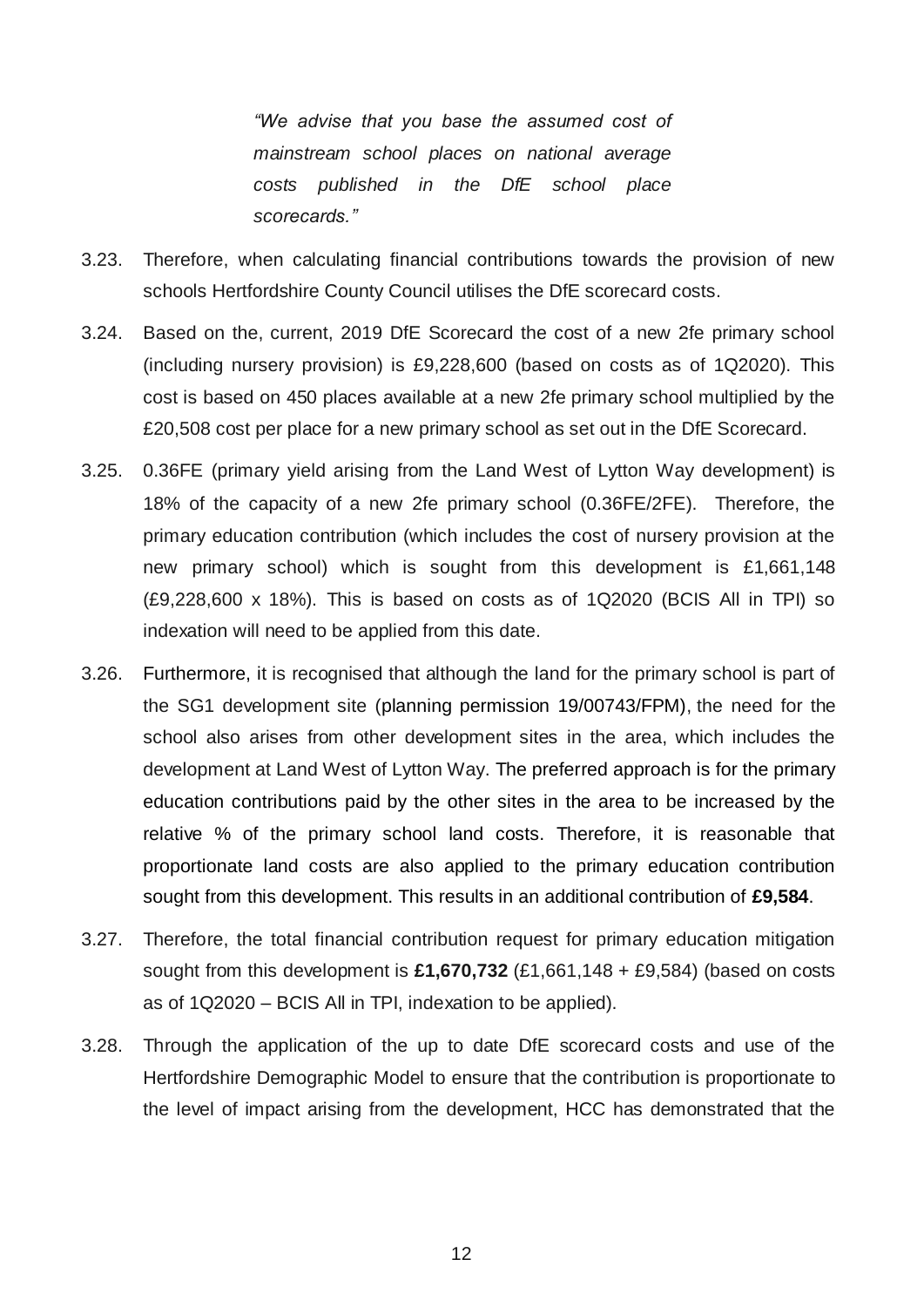> *"We advise that you base the assumed cost of mainstream school places on national average costs published in the DfE school place scorecards."*

3.23. Therefore, when calculating financial contributions towards the provision of new schools Hertfordshire County Council utilises the DfE scorecard costs.

3.24. Based on the, current, 2019 DfE Scorecard the cost of a new 2fe primary school (including nursery provision) is £9,228,600 (based on costs as of 1Q2020). This cost is based on 450 places available at a new 2fe primary school multiplied by the £20,508 cost per place for a new primary school as set out in the DfE Scorecard.

3.25. 0.36FE (primary yield arising from the Land West of Lytton Way development) is 18% of the capacity of a new 2fe primary school (0.36FE/2FE). Therefore, the primary education contribution (which includes the cost of nursery provision at the new primary school) which is sought from this development is £1,661,148 (£9,228,600 x 18%). This is based on costs as of 1Q2020 (BCIS All in TPI) so indexation will need to be applied from this date.

3.26. Furthermore, it is recognised that although the land for the primary school is part of the SG1 development site (planning permission 19/00743/FPM), the need for the school also arises from other development sites in the area, which includes the development at Land West of Lytton Way. The preferred approach is for the primary education contributions paid by the other sites in the area to be increased by the relative % of the primary school land costs. Therefore, it is reasonable that proportionate land costs are also applied to the primary education contribution sought from this development. This results in an additional contribution of **£9,584**.

3.27. Therefore, the total financial contribution request for primary education mitigation sought from this development is **£1,670,732** (£1,661,148 + £9,584) (based on costs as of 1Q2020 – BCIS All in TPI, indexation to be applied).

3.28. Through the application of the up to date DfE scorecard costs and use of the Hertfordshire Demographic Model to ensure that the contribution is proportionate to the level of impact arising from the development, HCC has demonstrated that the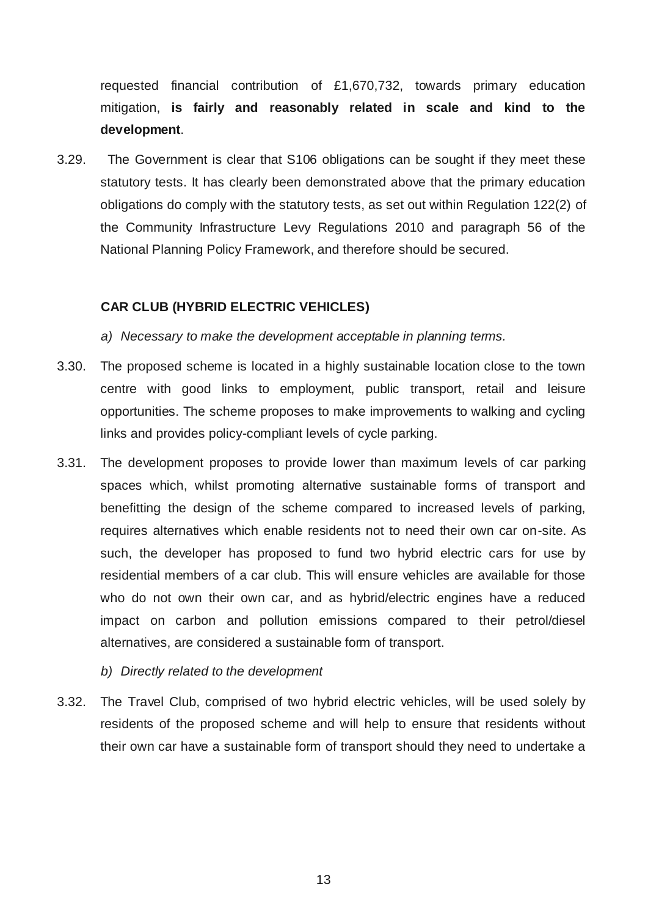requested financial contribution of £1,670,732, towards primary education mitigation, **is fairly and reasonably related in scale and kind to the development**.

3.29. The Government is clear that S106 obligations can be sought if they meet these statutory tests. It has clearly been demonstrated above that the primary education obligations do comply with the statutory tests, as set out within Regulation 122(2) of the Community Infrastructure Levy Regulations 2010 and paragraph 56 of the National Planning Policy Framework, and therefore should be secured.

### CAR CLUB (HYBRID ELECTRIC VEHICLES)

*a) Necessary to make the development acceptable in planning terms.*

3.30. The proposed scheme is located in a highly sustainable location close to the town centre with good links to employment, public transport, retail and leisure opportunities. The scheme proposes to make improvements to walking and cycling links and provides policy-compliant levels of cycle parking.

3.31. The development proposes to provide lower than maximum levels of car parking spaces which, whilst promoting alternative sustainable forms of transport and benefitting the design of the scheme compared to increased levels of parking, requires alternatives which enable residents not to need their own car on-site. As such, the developer has proposed to fund two hybrid electric cars for use by residential members of a car club. This will ensure vehicles are available for those who do not own their own car, and as hybrid/electric engines have a reduced impact on carbon and pollution emissions compared to their petrol/diesel alternatives, are considered a sustainable form of transport.

*b) Directly related to the development*

3.32. The Travel Club, comprised of two hybrid electric vehicles, will be used solely by residents of the proposed scheme and will help to ensure that residents without their own car have a sustainable form of transport should they need to undertake a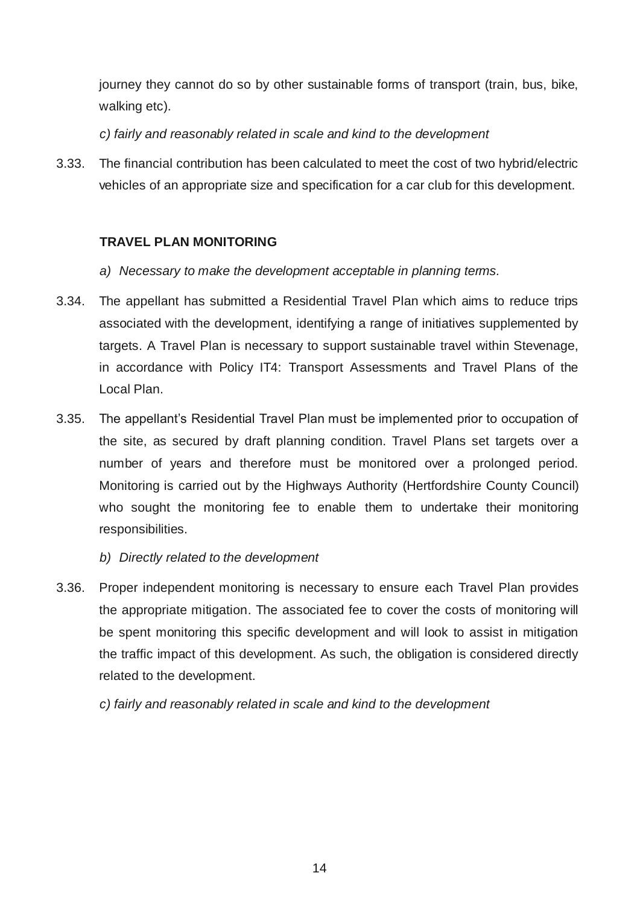journey they cannot do so by other sustainable forms of transport (train, bus, bike, walking etc).

*c) fairly and reasonably related in scale and kind to the development*

3.33. The financial contribution has been calculated to meet the cost of two hybrid/electric vehicles of an appropriate size and specification for a car club for this development.

**TRAVEL PLAN MONITORING**

*a) Necessary to make the development acceptable in planning terms.*

3.34. The appellant has submitted a Residential Travel Plan which aims to reduce trips associated with the development, identifying a range of initiatives supplemented by targets. A Travel Plan is necessary to support sustainable travel within Stevenage, in accordance with Policy IT4: Transport Assessments and Travel Plans of the Local Plan.

3.35. The appellant's Residential Travel Plan must be implemented prior to occupation of the site, as secured by draft planning condition. Travel Plans set targets over a number of years and therefore must be monitored over a prolonged period. Monitoring is carried out by the Highways Authority (Hertfordshire County Council) who sought the monitoring fee to enable them to undertake their monitoring responsibilities.

*b) Directly related to the development*

3.36. Proper independent monitoring is necessary to ensure each Travel Plan provides the appropriate mitigation. The associated fee to cover the costs of monitoring will be spent monitoring this specific development and will look to assist in mitigation the traffic impact of this development. As such, the obligation is considered directly related to the development.

*c) fairly and reasonably related in scale and kind to the development*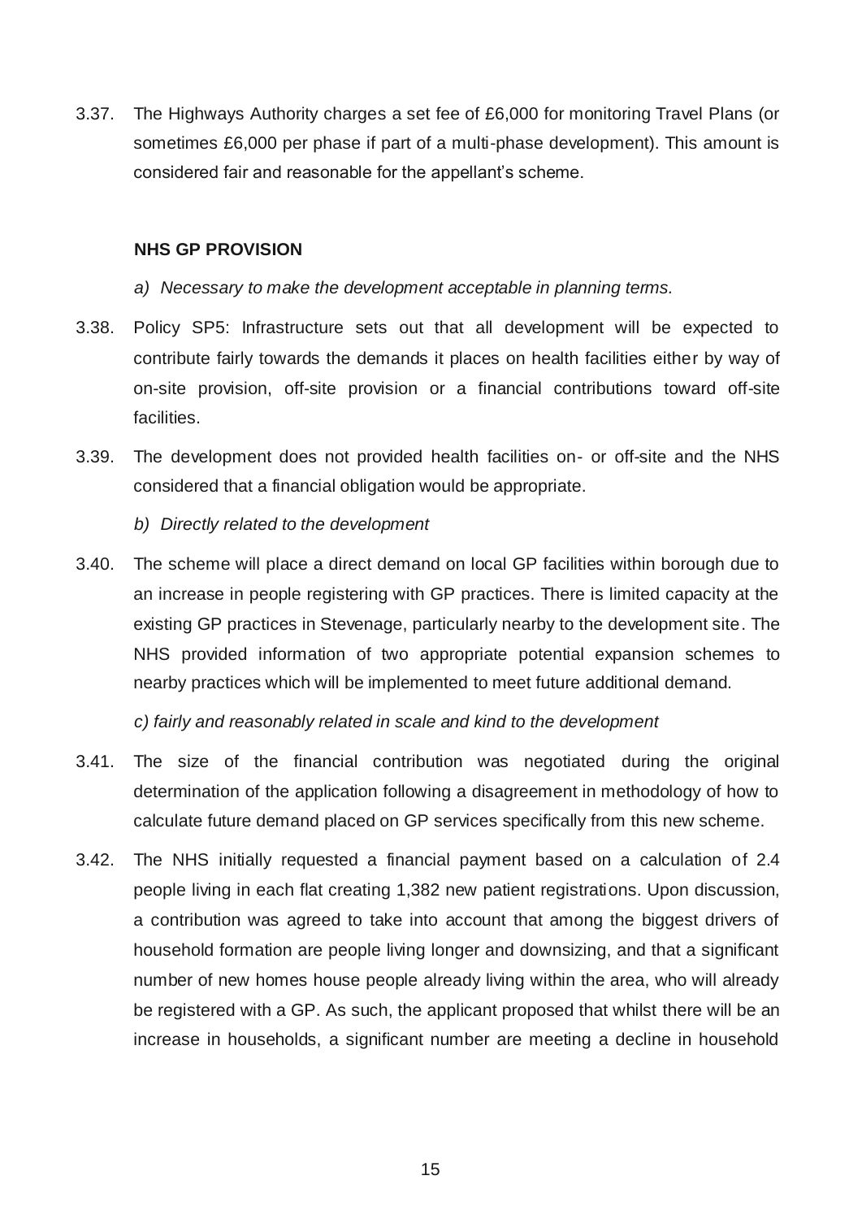3.37. The Highways Authority charges a set fee of £6,000 for monitoring Travel Plans (or sometimes £6,000 per phase if part of a multi-phase development). This amount is considered fair and reasonable for the appellant's scheme.

### NHS GP PROVISION

*a) Necessary to make the development acceptable in planning terms.*

3.38. Policy SP5: Infrastructure sets out that all development will be expected to contribute fairly towards the demands it places on health facilities either by way of on-site provision, off-site provision or a financial contributions toward off-site facilities.

3.39. The development does not provided health facilities on- or off-site and the NHS considered that a financial obligation would be appropriate.

*b) Directly related to the development*

3.40. The scheme will place a direct demand on local GP facilities within borough due to an increase in people registering with GP practices. There is limited capacity at the existing GP practices in Stevenage, particularly nearby to the development site. The NHS provided information of two appropriate potential expansion schemes to nearby practices which will be implemented to meet future additional demand.

*c) fairly and reasonably related in scale and kind to the development*

3.41. The size of the financial contribution was negotiated during the original determination of the application following a disagreement in methodology of how to calculate future demand placed on GP services specifically from this new scheme.

3.42. The NHS initially requested a financial payment based on a calculation of 2.4 people living in each flat creating 1,382 new patient registrations. Upon discussion, a contribution was agreed to take into account that among the biggest drivers of household formation are people living longer and downsizing, and that a significant number of new homes house people already living within the area, who will already be registered with a GP. As such, the applicant proposed that whilst there will be an increase in households, a significant number are meeting a decline in household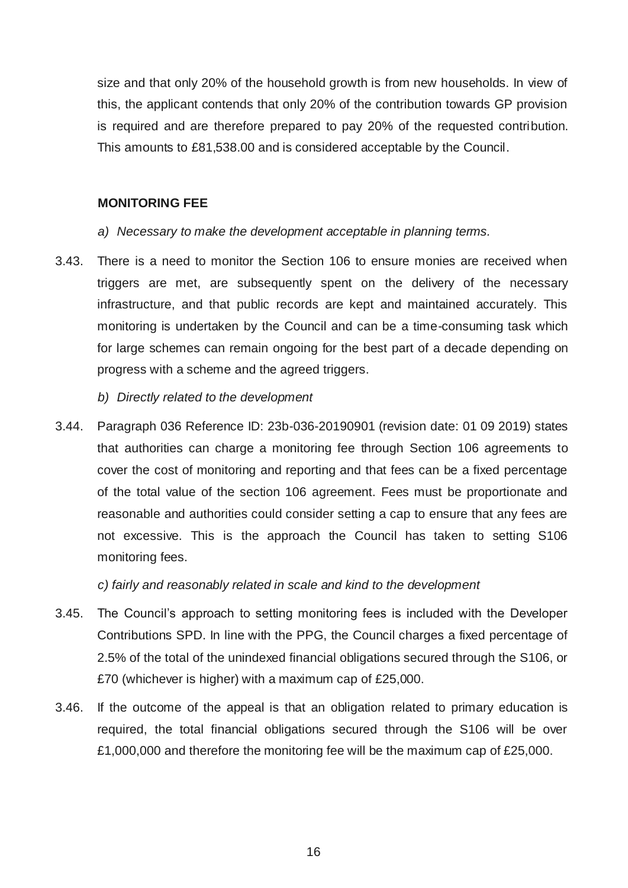size and that only 20% of the household growth is from new households. In view of this, the applicant contends that only 20% of the contribution towards GP provision is required and are therefore prepared to pay 20% of the requested contribution. This amounts to £81,538.00 and is considered acceptable by the Council.

**MONITORING FEE**

*a) Necessary to make the development acceptable in planning terms.*

3.43. There is a need to monitor the Section 106 to ensure monies are received when triggers are met, are subsequently spent on the delivery of the necessary infrastructure, and that public records are kept and maintained accurately. This monitoring is undertaken by the Council and can be a time-consuming task which for large schemes can remain ongoing for the best part of a decade depending on progress with a scheme and the agreed triggers.

*b) Directly related to the development*

3.44. Paragraph 036 Reference ID: 23b-036-20190901 (revision date: 01 09 2019) states that authorities can charge a monitoring fee through Section 106 agreements to cover the cost of monitoring and reporting and that fees can be a fixed percentage of the total value of the section 106 agreement. Fees must be proportionate and reasonable and authorities could consider setting a cap to ensure that any fees are not excessive. This is the approach the Council has taken to setting S106 monitoring fees.

*c) fairly and reasonably related in scale and kind to the development*

3.45. The Council's approach to setting monitoring fees is included with the Developer Contributions SPD. In line with the PPG, the Council charges a fixed percentage of 2.5% of the total of the unindexed financial obligations secured through the S106, or £70 (whichever is higher) with a maximum cap of £25,000.

3.46. If the outcome of the appeal is that an obligation related to primary education is required, the total financial obligations secured through the S106 will be over £1,000,000 and therefore the monitoring fee will be the maximum cap of £25,000.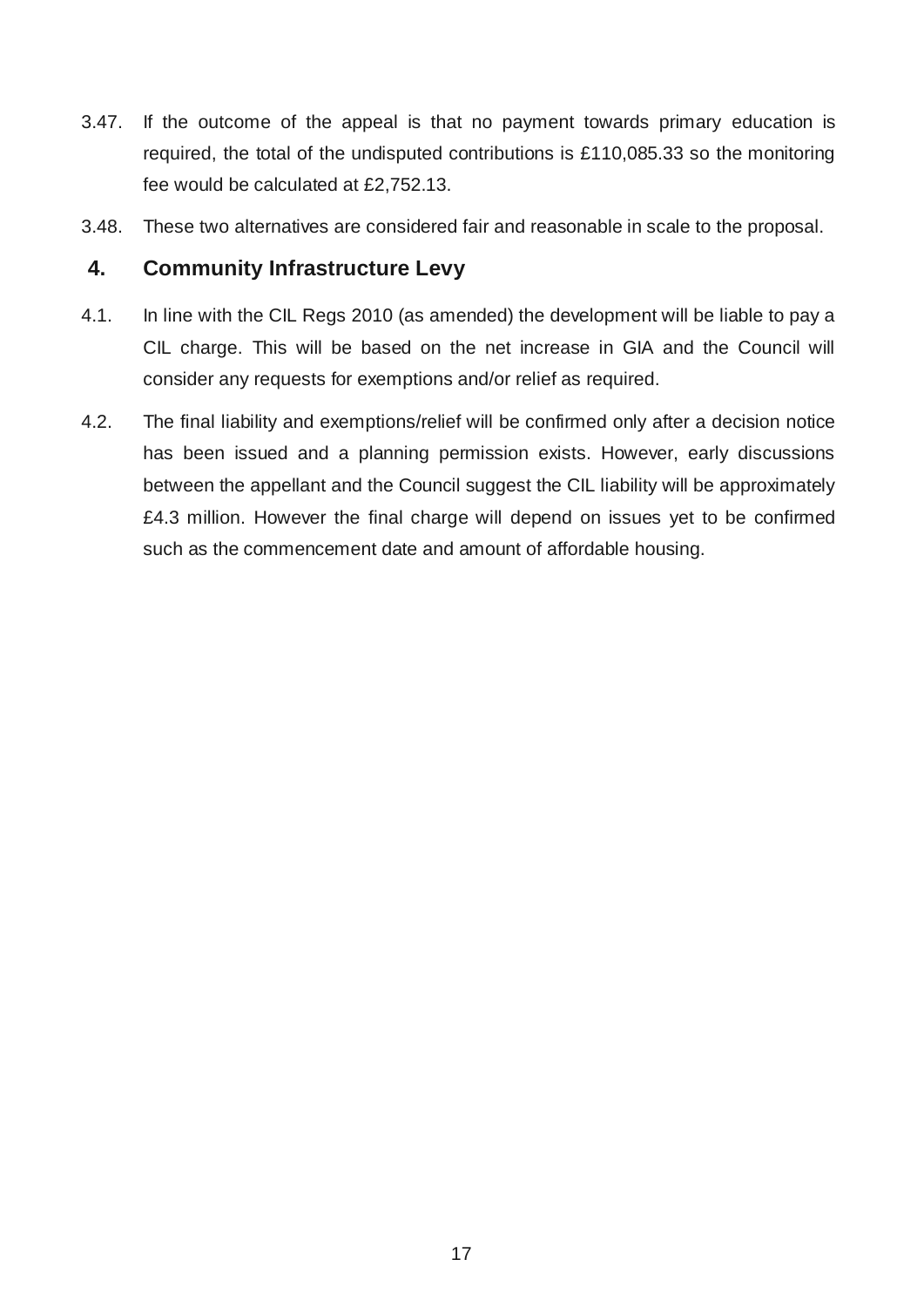3.47. If the outcome of the appeal is that no payment towards primary education is required, the total of the undisputed contributions is £110,085.33 so the monitoring fee would be calculated at £2,752.13.

3.48. These two alternatives are considered fair and reasonable in scale to the proposal.

## 4. Community Infrastructure Levy

4.1. In line with the CIL Regs 2010 (as amended) the development will be liable to pay a CIL charge. This will be based on the net increase in GIA and the Council will consider any requests for exemptions and/or relief as required.

4.2. The final liability and exemptions/relief will be confirmed only after a decision notice has been issued and a planning permission exists. However, early discussions between the appellant and the Council suggest the CIL liability will be approximately £4.3 million. However the final charge will depend on issues yet to be confirmed such as the commencement date and amount of affordable housing.